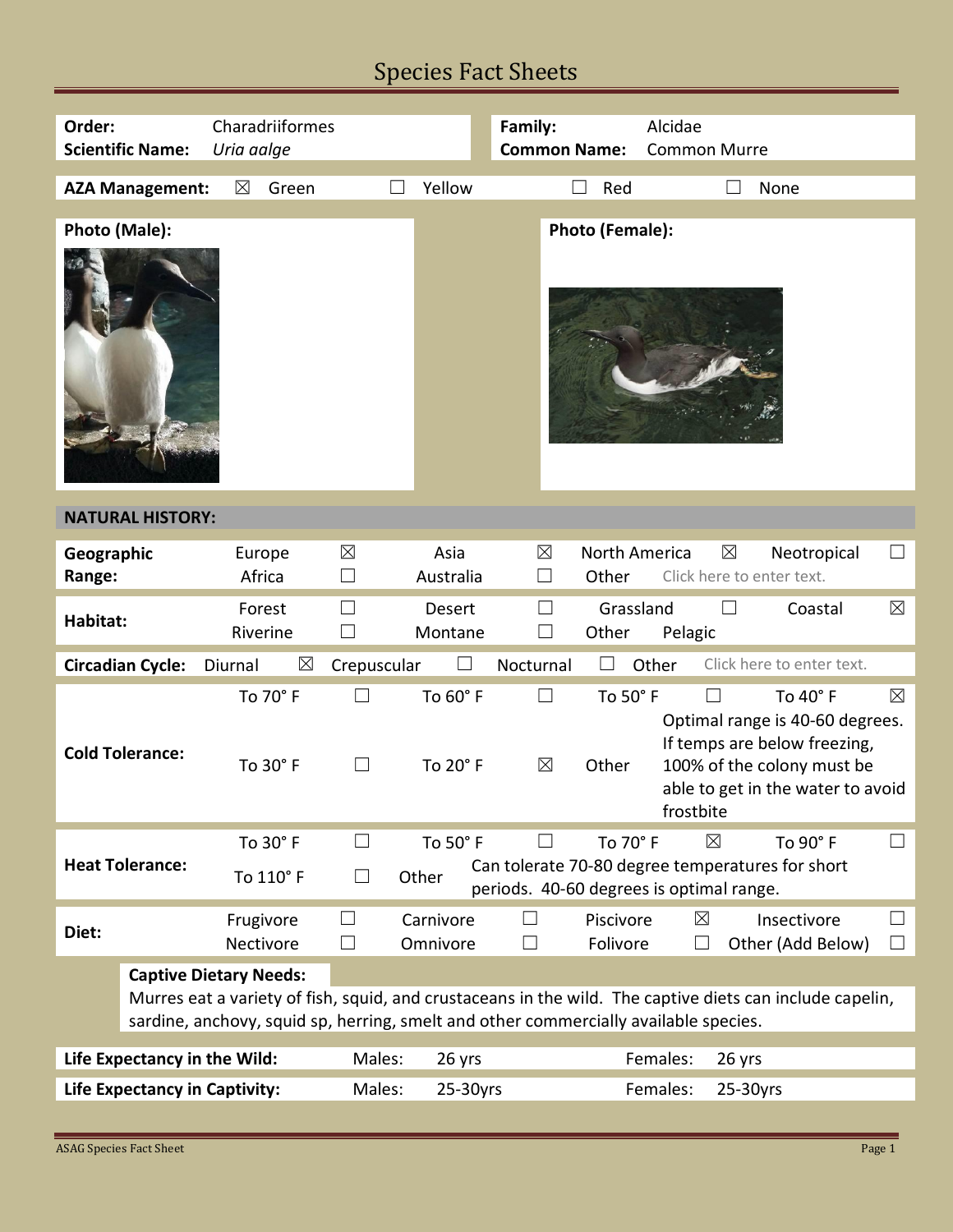# Species Fact Sheets

| | | | |
|---|---|---|---|
| **Order:** | Charadriiformes | **Family:** | Alcidae |
| **Scientific Name:** | *Uria aalge* | **Common Name:** | Common Murre |

**AZA Management:** ☒ Green ☐ Yellow ☐ Red ☐ None

**Photo (Male):**

**Photo (Female):**

## NATURAL HISTORY:

| | | | | | | | | |
|---|---|---|---|---|---|---|---|---|
| **Geographic Range:** | Europe | ☒ | Asia | ☒ | North America | ☒ | Neotropical | ☐ |
| | Africa | ☐ | Australia | ☐ | Other | Click here to enter text. | | |
| **Habitat:** | Forest | ☐ | Desert | ☐ | Grassland | ☐ | Coastal | ☒ |
| | Riverine | ☐ | Montane | ☐ | Other | Pelagic | | |
| **Circadian Cycle:** | Diurnal | ☒ | Crepuscular | ☐ | Nocturnal | ☐ | Other | Click here to enter text. |
| **Cold Tolerance:** | To 70° F | ☐ | To 60° F | ☐ | To 50° F | ☐ | To 40° F | ☒ |
| | To 30° F | ☐ | To 20° F | ☒ | Other | Optimal range is 40-60 degrees. If temps are below freezing, 100% of the colony must be able to get in the water to avoid frostbite | | |
| **Heat Tolerance:** | To 30° F | ☐ | To 50° F | ☐ | To 70° F | ☒ | To 90° F | ☐ |
| | To 110° F | ☐ | Other | Can tolerate 70-80 degree temperatures for short periods. 40-60 degrees is optimal range. | | | | |
| **Diet:** | Frugivore | ☐ | Carnivore | ☐ | Piscivore | ☒ | Insectivore | ☐ |
| | Nectivore | ☐ | Omnivore | ☐ | Folivore | ☐ | Other (Add Below) | ☐ |

**Captive Dietary Needs:**

Murres eat a variety of fish, squid, and crustaceans in the wild. The captive diets can include capelin, sardine, anchovy, squid sp, herring, smelt and other commercially available species.

| | | | | |
|---|---|---|---|---|
| **Life Expectancy in the Wild:** | Males: | 26 yrs | Females: | 26 yrs |
| **Life Expectancy in Captivity:** | Males: | 25-30yrs | Females: | 25-30yrs |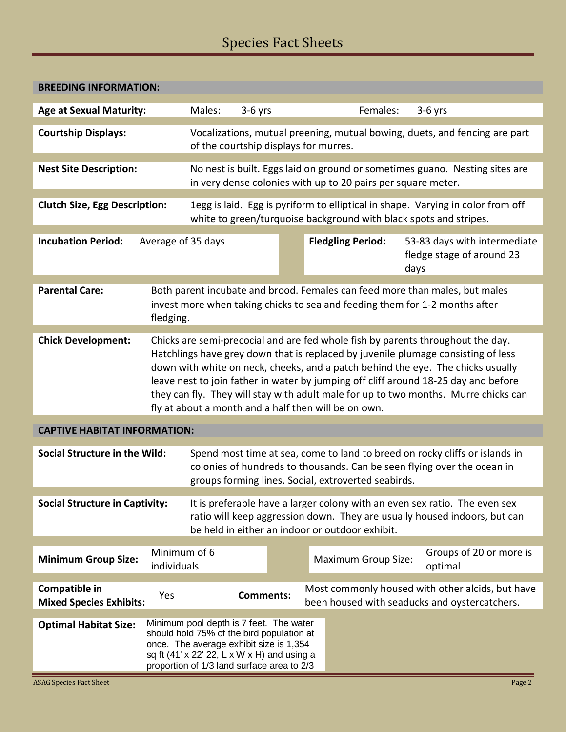# Species Fact Sheets

## BREEDING INFORMATION:

**Age at Sexual Maturity:** Males: 3-6 yrs Females: 3-6 yrs

**Courtship Displays:** Vocalizations, mutual preening, mutual bowing, duets, and fencing are part of the courtship displays for murres.

**Nest Site Description:** No nest is built. Eggs laid on ground or sometimes guano. Nesting sites are in very dense colonies with up to 20 pairs per square meter.

**Clutch Size, Egg Description:** 1egg is laid. Egg is pyriform to elliptical in shape. Varying in color from off white to green/turquoise background with black spots and stripes.

**Incubation Period:** Average of 35 days

**Fledgling Period:** 53-83 days with intermediate fledge stage of around 23 days

**Parental Care:** Both parent incubate and brood. Females can feed more than males, but males invest more when taking chicks to sea and feeding them for 1-2 months after fledging.

**Chick Development:** Chicks are semi-precocial and are fed whole fish by parents throughout the day. Hatchlings have grey down that is replaced by juvenile plumage consisting of less down with white on neck, cheeks, and a patch behind the eye. The chicks usually leave nest to join father in water by jumping off cliff around 18-25 day and before they can fly. They will stay with adult male for up to two months. Murre chicks can fly at about a month and a half then will be on own.

## CAPTIVE HABITAT INFORMATION:

**Social Structure in the Wild:** Spend most time at sea, come to land to breed on rocky cliffs or islands in colonies of hundreds to thousands. Can be seen flying over the ocean in groups forming lines. Social, extroverted seabirds.

**Social Structure in Captivity:** It is preferable have a larger colony with an even sex ratio. The even sex ratio will keep aggression down. They are usually housed indoors, but can be held in either an indoor or outdoor exhibit.

**Minimum Group Size:** Minimum of 6 individuals

**Maximum Group Size:** Groups of 20 or more is optimal

**Compatible in Mixed Species Exhibits:** Yes

**Comments:** Most commonly housed with other alcids, but have been housed with seaducks and oystercatchers.

**Optimal Habitat Size:** Minimum pool depth is 7 feet. The water should hold 75% of the bird population at once. The average exhibit size is 1,354 sq ft (41' x 22' 22, L x W x H) and using a proportion of 1/3 land surface area to 2/3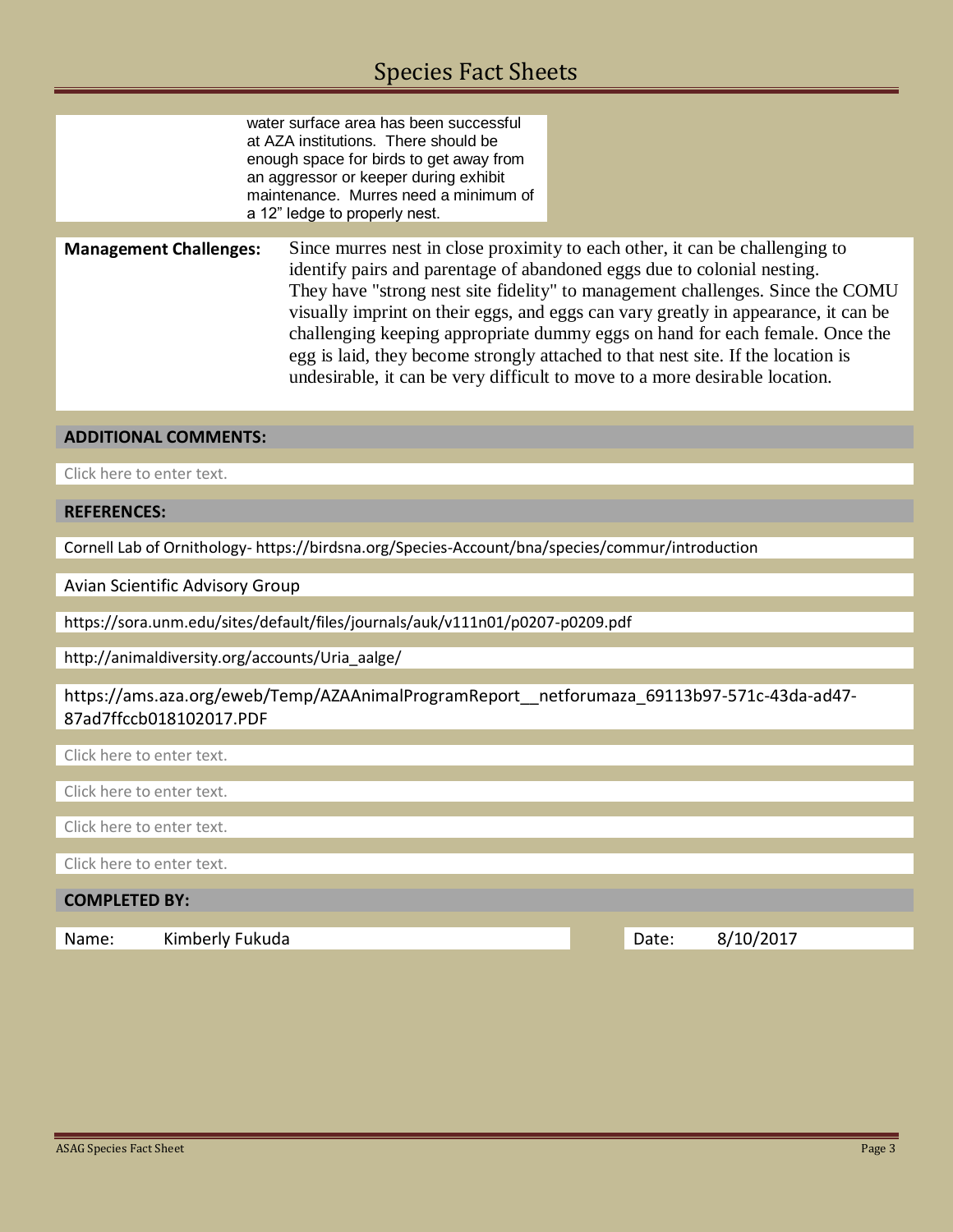water surface area has been successful at AZA institutions. There should be enough space for birds to get away from an aggressor or keeper during exhibit maintenance. Murres need a minimum of a 12" ledge to properly nest.

**Management Challenges:** Since murres nest in close proximity to each other, it can be challenging to identify pairs and parentage of abandoned eggs due to colonial nesting. They have "strong nest site fidelity" to management challenges. Since the COMU visually imprint on their eggs, and eggs can vary greatly in appearance, it can be challenging keeping appropriate dummy eggs on hand for each female. Once the egg is laid, they become strongly attached to that nest site. If the location is undesirable, it can be very difficult to move to a more desirable location.

## ADDITIONAL COMMENTS:

Click here to enter text.

## REFERENCES:

Cornell Lab of Ornithology- https://birdsna.org/Species-Account/bna/species/commur/introduction

Avian Scientific Advisory Group

https://sora.unm.edu/sites/default/files/journals/auk/v111n01/p0207-p0209.pdf

http://animaldiversity.org/accounts/Uria_aalge/

https://ams.aza.org/eweb/Temp/AZAAnimalProgramReport__netforumaza_69113b97-571c-43da-ad47-87ad7ffccb018102017.PDF

Click here to enter text.

Click here to enter text.

Click here to enter text.

Click here to enter text.

## COMPLETED BY:

Name: Kimberly Fukuda

Date: 8/10/2017